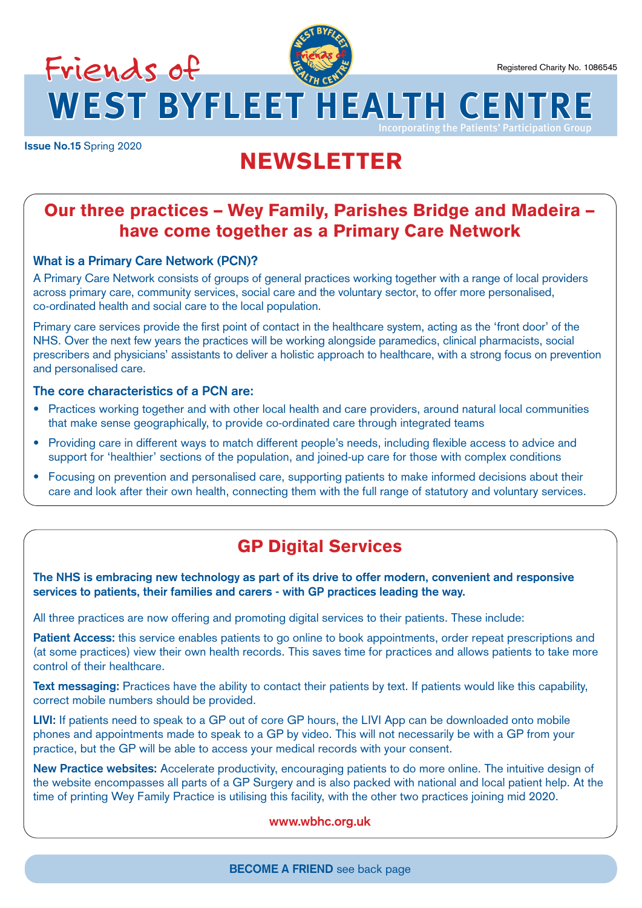# Friends of WEST BYFLEET HEALTH CENTRE

Incorporating the Patients' Participation Group

Registered Charity No. 1086545

**Issue No.15** Spring 2020

# NEWSLETTER

## Our three practices – Wey Family, Parishes Bridge and Madeira – have come together as a Primary Care Network

### What is a Primary Care Network (PCN)?

A Primary Care Network consists of groups of general practices working together with a range of local providers across primary care, community services, social care and the voluntary sector, to offer more personalised, co-ordinated health and social care to the local population.

Primary care services provide the first point of contact in the healthcare system, acting as the 'front door' of the NHS. Over the next few years the practices will be working alongside paramedics, clinical pharmacists, social prescribers and physicians' assistants to deliver a holistic approach to healthcare, with a strong focus on prevention and personalised care.

### The core characteristics of a PCN are:

- Practices working together and with other local health and care providers, around natural local communities that make sense geographically, to provide co-ordinated care through integrated teams
- Providing care in different ways to match different people's needs, including flexible access to advice and support for 'healthier' sections of the population, and joined-up care for those with complex conditions
- Focusing on prevention and personalised care, supporting patients to make informed decisions about their care and look after their own health, connecting them with the full range of statutory and voluntary services.

## GP Digital Services

**The NHS is embracing new technology as part of its drive to offer modern, convenient and responsive services to patients, their families and carers - with GP practices leading the way.**

All three practices are now offering and promoting digital services to their patients. These include:

**Patient Access:** this service enables patients to go online to book appointments, order repeat prescriptions and (at some practices) view their own health records. This saves time for practices and allows patients to take more control of their healthcare.

**Text messaging:** Practices have the ability to contact their patients by text. If patients would like this capability, correct mobile numbers should be provided.

**LIVI:** If patients need to speak to a GP out of core GP hours, the LIVI App can be downloaded onto mobile phones and appointments made to speak to a GP by video. This will not necessarily be with a GP from your practice, but the GP will be able to access your medical records with your consent.

**New Practice websites:** Accelerate productivity, encouraging patients to do more online. The intuitive design of the website encompasses all parts of a GP Surgery and is also packed with national and local patient help. At the time of printing Wey Family Practice is utilising this facility, with the other two practices joining mid 2020.

www.wbhc.org.uk

**BECOME A FRIEND** see back page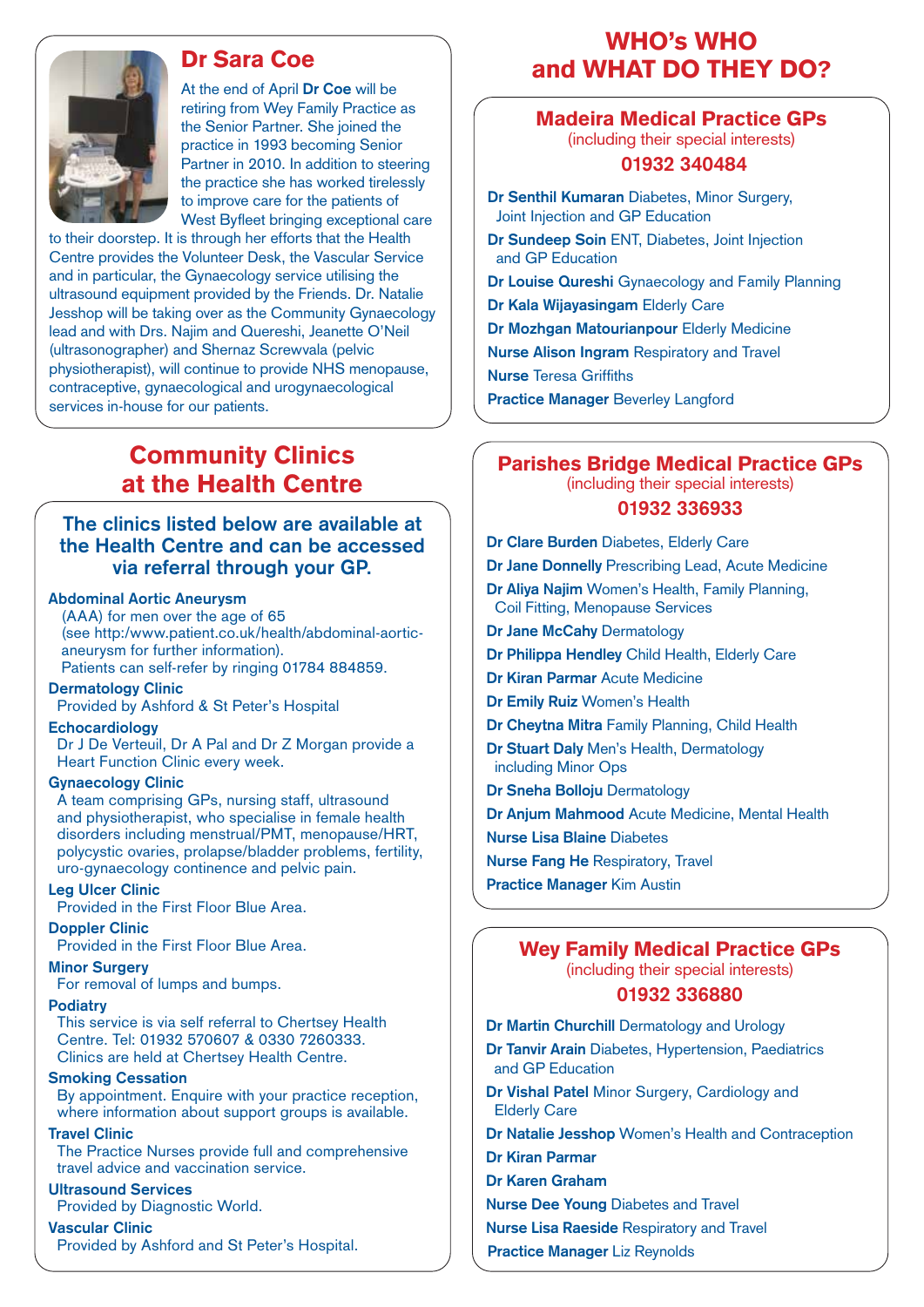## Dr Sara Coe

At the end of April **Dr Coe** will be retiring from Wey Family Practice as the Senior Partner. She joined the practice in 1993 becoming Senior Partner in 2010. In addition to steering the practice she has worked tirelessly to improve care for the patients of West Byfleet bringing exceptional care to their doorstep. It is through her efforts that the Health Centre provides the Volunteer Desk, the Vascular Service and in particular, the Gynaecology service utilising the ultrasound equipment provided by the Friends. Dr. Natalie Jesshop will be taking over as the Community Gynaecology lead and with Drs. Najim and Quereshi, Jeanette O'Neil (ultrasonographer) and Shernaz Screwvala (pelvic physiotherapist), will continue to provide NHS menopause, contraceptive, gynaecological and urogynaecological services in-house for our patients.

# Community Clinics at the Health Centre

### The clinics listed below are available at the Health Centre and can be accessed via referral through your GP.

**Abdominal Aortic Aneurysm**
(AAA) for men over the age of 65
(see http:/www.patient.co.uk/health/abdominal-aortic-aneurysm for further information).
Patients can self-refer by ringing 01784 884859.

**Dermatology Clinic**
Provided by Ashford & St Peter's Hospital

**Echocardiology**
Dr J De Verteuil, Dr A Pal and Dr Z Morgan provide a Heart Function Clinic every week.

**Gynaecology Clinic**
A team comprising GPs, nursing staff, ultrasound and physiotherapist, who specialise in female health disorders including menstrual/PMT, menopause/HRT, polycystic ovaries, prolapse/bladder problems, fertility, uro-gynaecology continence and pelvic pain.

**Leg Ulcer Clinic**
Provided in the First Floor Blue Area.

**Doppler Clinic**
Provided in the First Floor Blue Area.

**Minor Surgery**
For removal of lumps and bumps.

**Podiatry**
This service is via self referral to Chertsey Health Centre. Tel: 01932 570607 & 0330 7260333. Clinics are held at Chertsey Health Centre.

**Smoking Cessation**
By appointment. Enquire with your practice reception, where information about support groups is available.

**Travel Clinic**
The Practice Nurses provide full and comprehensive travel advice and vaccination service.

**Ultrasound Services**
Provided by Diagnostic World.

**Vascular Clinic**
Provided by Ashford and St Peter's Hospital.

# WHO's WHO and WHAT DO THEY DO?

## Madeira Medical Practice GPs
(including their special interests)
**01932 340484**

- **Dr Senthil Kumaran** Diabetes, Minor Surgery, Joint Injection and GP Education
- **Dr Sundeep Soin** ENT, Diabetes, Joint Injection and GP Education
- **Dr Louise Qureshi** Gynaecology and Family Planning
- **Dr Kala Wijayasingam** Elderly Care
- **Dr Mozhgan Matourianpour** Elderly Medicine
- **Nurse Alison Ingram** Respiratory and Travel
- **Nurse** Teresa Griffiths
- **Practice Manager** Beverley Langford

## Parishes Bridge Medical Practice GPs
(including their special interests)
**01932 336933**

- **Dr Clare Burden** Diabetes, Elderly Care
- **Dr Jane Donnelly** Prescribing Lead, Acute Medicine
- **Dr Aliya Najim** Women's Health, Family Planning, Coil Fitting, Menopause Services
- **Dr Jane McCahy** Dermatology
- **Dr Philippa Hendley** Child Health, Elderly Care
- **Dr Kiran Parmar** Acute Medicine
- **Dr Emily Ruiz** Women's Health
- **Dr Cheytna Mitra** Family Planning, Child Health
- **Dr Stuart Daly** Men's Health, Dermatology including Minor Ops
- **Dr Sneha Bolloju** Dermatology
- **Dr Anjum Mahmood** Acute Medicine, Mental Health
- **Nurse Lisa Blaine** Diabetes
- **Nurse Fang He** Respiratory, Travel
- **Practice Manager** Kim Austin

## Wey Family Medical Practice GPs
(including their special interests)
**01932 336880**

- **Dr Martin Churchill** Dermatology and Urology
- **Dr Tanvir Arain** Diabetes, Hypertension, Paediatrics and GP Education
- **Dr Vishal Patel** Minor Surgery, Cardiology and Elderly Care
- **Dr Natalie Jesshop** Women's Health and Contraception
- **Dr Kiran Parmar**
- **Dr Karen Graham**
- **Nurse Dee Young** Diabetes and Travel
- **Nurse Lisa Raeside** Respiratory and Travel
- **Practice Manager** Liz Reynolds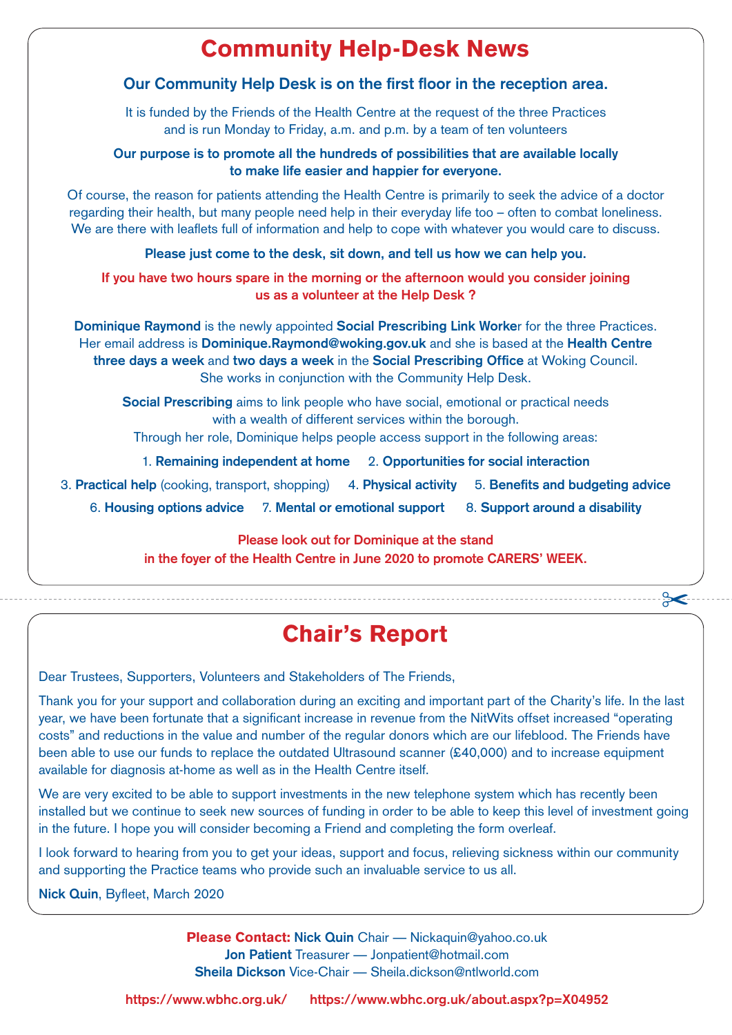# Community Help-Desk News

**Our Community Help Desk is on the first floor in the reception area.**

It is funded by the Friends of the Health Centre at the request of the three Practices and is run Monday to Friday, a.m. and p.m. by a team of ten volunteers

**Our purpose is to promote all the hundreds of possibilities that are available locally to make life easier and happier for everyone.**

Of course, the reason for patients attending the Health Centre is primarily to seek the advice of a doctor regarding their health, but many people need help in their everyday life too – often to combat loneliness. We are there with leaflets full of information and help to cope with whatever you would care to discuss.

**Please just come to the desk, sit down, and tell us how we can help you.**

**If you have two hours spare in the morning or the afternoon would you consider joining us as a volunteer at the Help Desk ?**

**Dominique Raymond** is the newly appointed **Social Prescribing Link Worker** for the three Practices. Her email address is **Dominique.Raymond@woking.gov.uk** and she is based at the **Health Centre three days a week** and **two days a week** in the **Social Prescribing Office** at Woking Council. She works in conjunction with the Community Help Desk.

**Social Prescribing** aims to link people who have social, emotional or practical needs with a wealth of different services within the borough.
Through her role, Dominique helps people access support in the following areas:

1. **Remaining independent at home**
2. **Opportunities for social interaction**
3. **Practical help** (cooking, transport, shopping)
4. **Physical activity**
5. **Benefits and budgeting advice**
6. **Housing options advice**
7. **Mental or emotional support**
8. **Support around a disability**

**Please look out for Dominique at the stand in the foyer of the Health Centre in June 2020 to promote CARERS' WEEK.**

# Chair's Report

Dear Trustees, Supporters, Volunteers and Stakeholders of The Friends,

Thank you for your support and collaboration during an exciting and important part of the Charity's life. In the last year, we have been fortunate that a significant increase in revenue from the NitWits offset increased "operating costs" and reductions in the value and number of the regular donors which are our lifeblood. The Friends have been able to use our funds to replace the outdated Ultrasound scanner (£40,000) and to increase equipment available for diagnosis at-home as well as in the Health Centre itself.

We are very excited to be able to support investments in the new telephone system which has recently been installed but we continue to seek new sources of funding in order to be able to keep this level of investment going in the future. I hope you will consider becoming a Friend and completing the form overleaf.

I look forward to hearing from you to get your ideas, support and focus, relieving sickness within our community and supporting the Practice teams who provide such an invaluable service to us all.

**Nick Quin**, Byfleet, March 2020

**Please Contact:** **Nick Quin** Chair — Nickaquin@yahoo.co.uk
**Jon Patient** Treasurer — Jonpatient@hotmail.com
**Sheila Dickson** Vice-Chair — Sheila.dickson@ntlworld.com

https://www.wbhc.org.uk/ https://www.wbhc.org.uk/about.aspx?p=X04952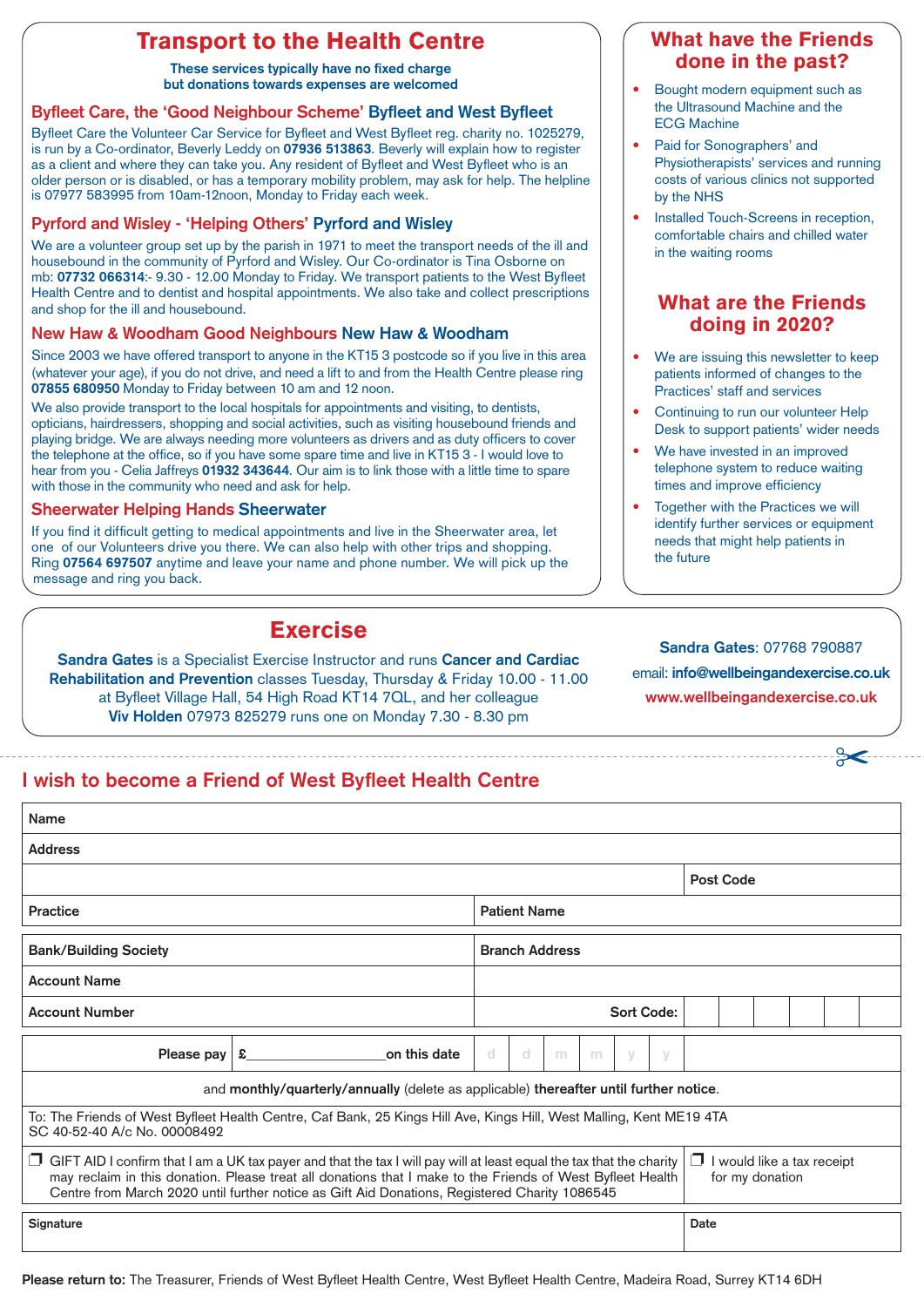## Transport to the Health Centre

**These services typically have no fixed charge but donations towards expenses are welcomed**

### Byfleet Care, the 'Good Neighbour Scheme' Byfleet and West Byfleet

Byfleet Care the Volunteer Car Service for Byfleet and West Byfleet reg. charity no. 1025279, is run by a Co-ordinator, Beverly Leddy on **07936 513863**. Beverly will explain how to register as a client and where they can take you. Any resident of Byfleet and West Byfleet who is an older person or is disabled, or has a temporary mobility problem, may ask for help. The helpline is 07977 583995 from 10am-12noon, Monday to Friday each week.

### Pyrford and Wisley - 'Helping Others' Pyrford and Wisley

We are a volunteer group set up by the parish in 1971 to meet the transport needs of the ill and housebound in the community of Pyrford and Wisley. Our Co-ordinator is Tina Osborne on mb: **07732 066314**:- 9.30 - 12.00 Monday to Friday. We transport patients to the West Byfleet Health Centre and to dentist and hospital appointments. We also take and collect prescriptions and shop for the ill and housebound.

### New Haw & Woodham Good Neighbours New Haw & Woodham

Since 2003 we have offered transport to anyone in the KT15 3 postcode so if you live in this area (whatever your age), if you do not drive, and need a lift to and from the Health Centre please ring **07855 680950** Monday to Friday between 10 am and 12 noon.

We also provide transport to the local hospitals for appointments and visiting, to dentists, opticians, hairdressers, shopping and social activities, such as visiting housebound friends and playing bridge. We are always needing more volunteers as drivers and as duty officers to cover the telephone at the office, so if you have some spare time and live in KT15 3 - I would love to hear from you - Celia Jaffreys **01932 343644**. Our aim is to link those with a little time to spare with those in the community who need and ask for help.

### Sheerwater Helping Hands Sheerwater

If you find it difficult getting to medical appointments and live in the Sheerwater area, let one of our Volunteers drive you there. We can also help with other trips and shopping. Ring **07564 697507** anytime and leave your name and phone number. We will pick up the message and ring you back.

## What have the Friends done in the past?

- Bought modern equipment such as the Ultrasound Machine and the ECG Machine
- Paid for Sonographers' and Physiotherapists' services and running costs of various clinics not supported by the NHS
- Installed Touch-Screens in reception, comfortable chairs and chilled water in the waiting rooms

## What are the Friends doing in 2020?

- We are issuing this newsletter to keep patients informed of changes to the Practices' staff and services
- Continuing to run our volunteer Help Desk to support patients' wider needs
- We have invested in an improved telephone system to reduce waiting times and improve efficiency
- Together with the Practices we will identify further services or equipment needs that might help patients in the future

## Exercise

**Sandra Gates** is a Specialist Exercise Instructor and runs **Cancer and Cardiac Rehabilitation and Prevention** classes Tuesday, Thursday & Friday 10.00 - 11.00 at Byfleet Village Hall, 54 High Road KT14 7QL, and her colleague **Viv Holden** 07973 825279 runs one on Monday 7.30 - 8.30 pm

**Sandra Gates**: 07768 790887
email: **info@wellbeingandexercise.co.uk**
**www.wellbeingandexercise.co.uk**

## I wish to become a Friend of West Byfleet Health Centre

| | | | | | | | | |
|---|---|---|---|---|---|---|---|---|
| **Name** | | | | | | | | |
| **Address** | | | | | | | | |
| | | | | | | | **Post Code** | |
| **Practice** | | | | **Patient Name** | | | | |
| **Bank/Building Society** | | | | **Branch Address** | | | | |
| **Account Name** | | | | | | | | |
| **Account Number** | | | | **Sort Code:** | | | | |
| **Please pay** | £\_\_\_\_\_\_\_\_\_\_\_\_\_\_\_\_\_\_**on this date** | d | d | m | m | y | y | |
| and **monthly/quarterly/annually** (delete as applicable) **thereafter until further notice**. | | | | | | | | |
| To: The Friends of West Byfleet Health Centre, Caf Bank, 25 Kings Hill Ave, Kings Hill, West Malling, Kent ME19 4TA SC 40-52-40 A/c No. 00008492 | | | | | | | | |
| ❐ GIFT AID I confirm that I am a UK tax payer and that the tax I will pay will at least equal the tax that the charity may reclaim in this donation. Please treat all donations that I make to the Friends of West Byfleet Health Centre from March 2020 until further notice as Gift Aid Donations, Registered Charity 1086545 | | | | | | | ❐ I would like a tax receipt for my donation | |
| **Signature** | | | | | | | **Date** | |

**Please return to:** The Treasurer, Friends of West Byfleet Health Centre, West Byfleet Health Centre, Madeira Road, Surrey KT14 6DH